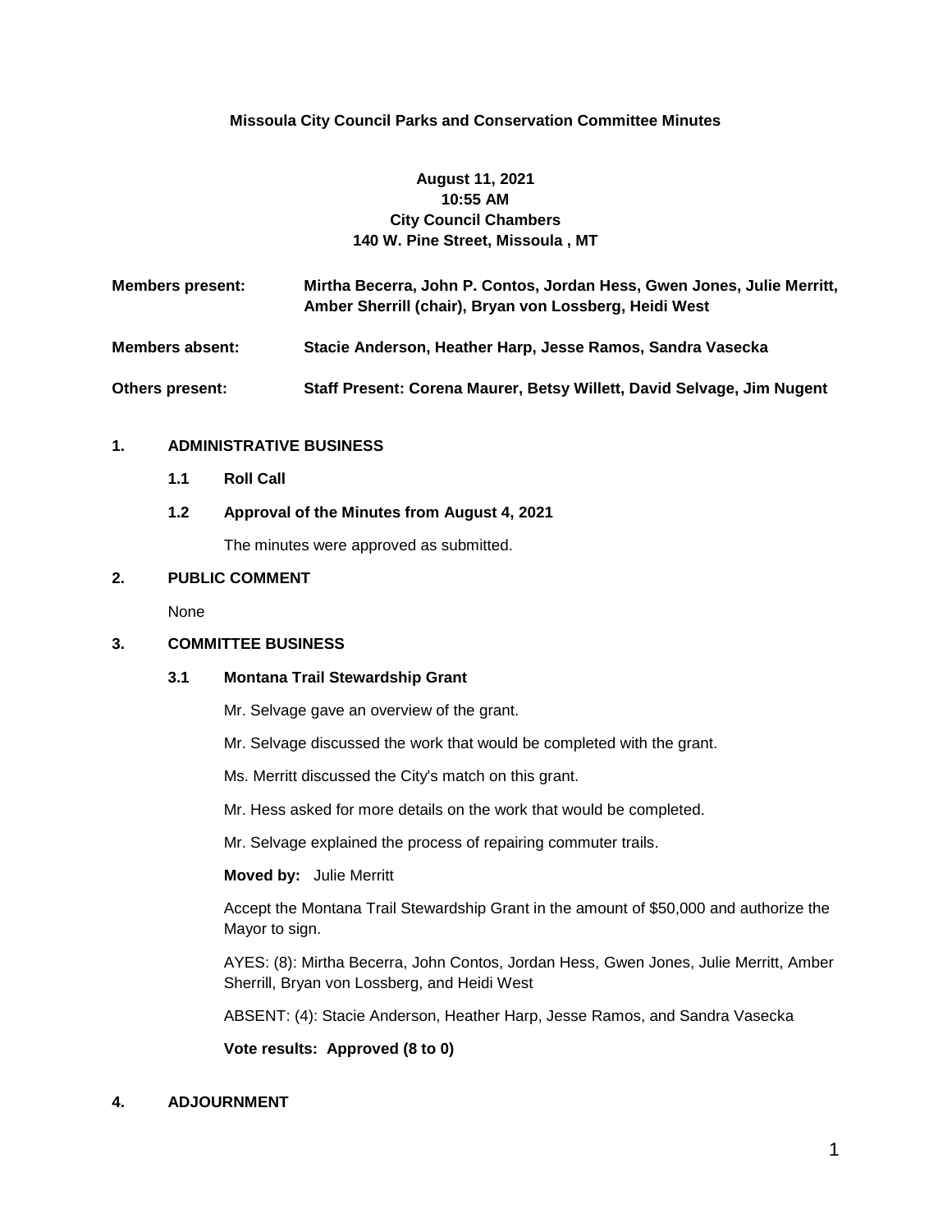# Missoula City Council Parks and Conservation Committee Minutes

**August 11, 2021**
**10:55 AM**
**City Council Chambers**
**140 W. Pine Street, Missoula , MT**

| | |
|---|---|
| **Members present:** | **Mirtha Becerra, John P. Contos, Jordan Hess, Gwen Jones, Julie Merritt, Amber Sherrill (chair), Bryan von Lossberg, Heidi West** |
| **Members absent:** | **Stacie Anderson, Heather Harp, Jesse Ramos, Sandra Vasecka** |
| **Others present:** | **Staff Present: Corena Maurer, Betsy Willett, David Selvage, Jim Nugent** |

## 1. ADMINISTRATIVE BUSINESS

### 1.1 Roll Call

### 1.2 Approval of the Minutes from August 4, 2021

The minutes were approved as submitted.

## 2. PUBLIC COMMENT

None

## 3. COMMITTEE BUSINESS

### 3.1 Montana Trail Stewardship Grant

Mr. Selvage gave an overview of the grant.

Mr. Selvage discussed the work that would be completed with the grant.

Ms. Merritt discussed the City's match on this grant.

Mr. Hess asked for more details on the work that would be completed.

Mr. Selvage explained the process of repairing commuter trails.

**Moved by:** Julie Merritt

Accept the Montana Trail Stewardship Grant in the amount of $50,000 and authorize the Mayor to sign.

AYES: (8): Mirtha Becerra, John Contos, Jordan Hess, Gwen Jones, Julie Merritt, Amber Sherrill, Bryan von Lossberg, and Heidi West

ABSENT: (4): Stacie Anderson, Heather Harp, Jesse Ramos, and Sandra Vasecka

**Vote results: Approved (8 to 0)**

## 4. ADJOURNMENT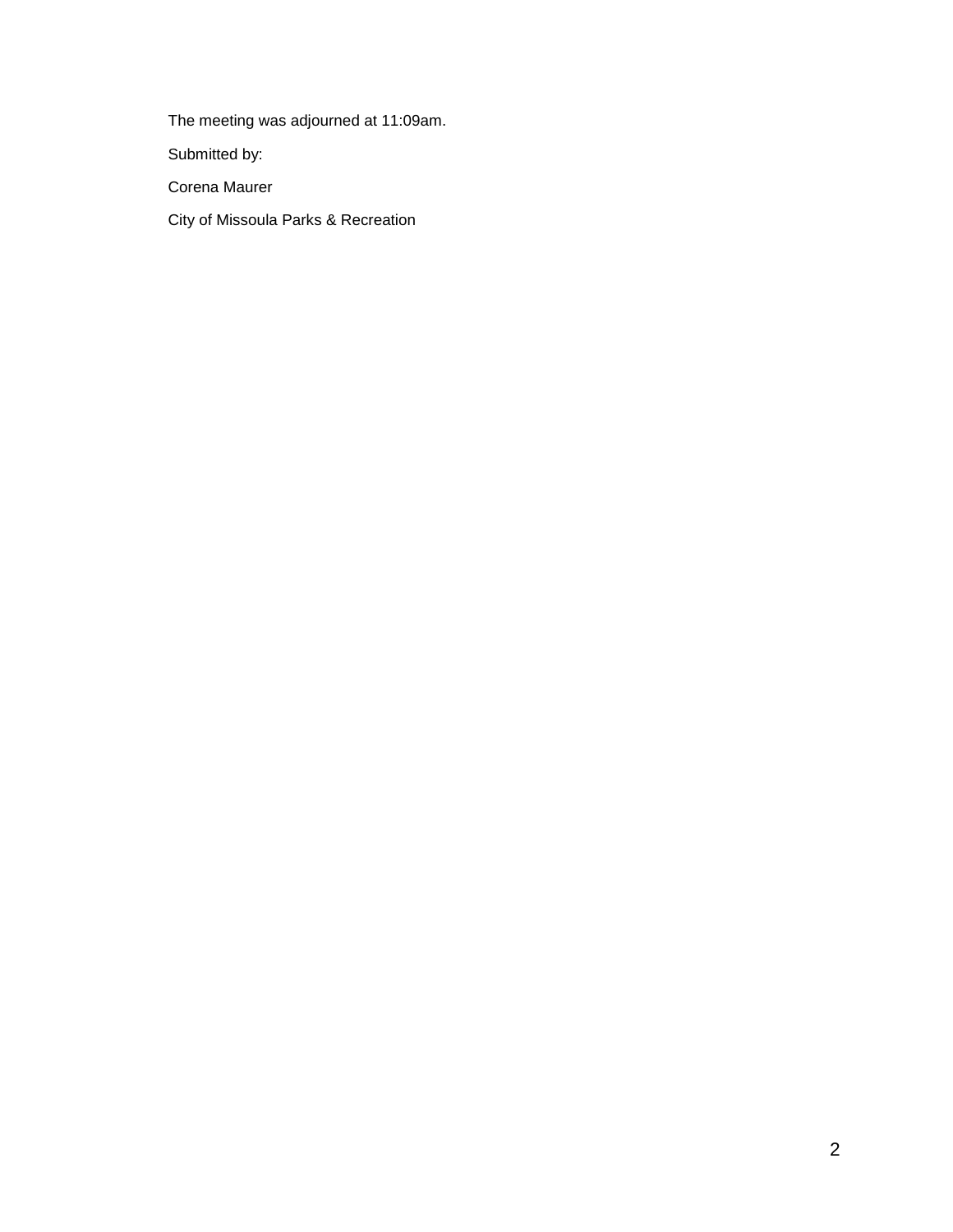The meeting was adjourned at 11:09am.

Submitted by:

Corena Maurer

City of Missoula Parks & Recreation